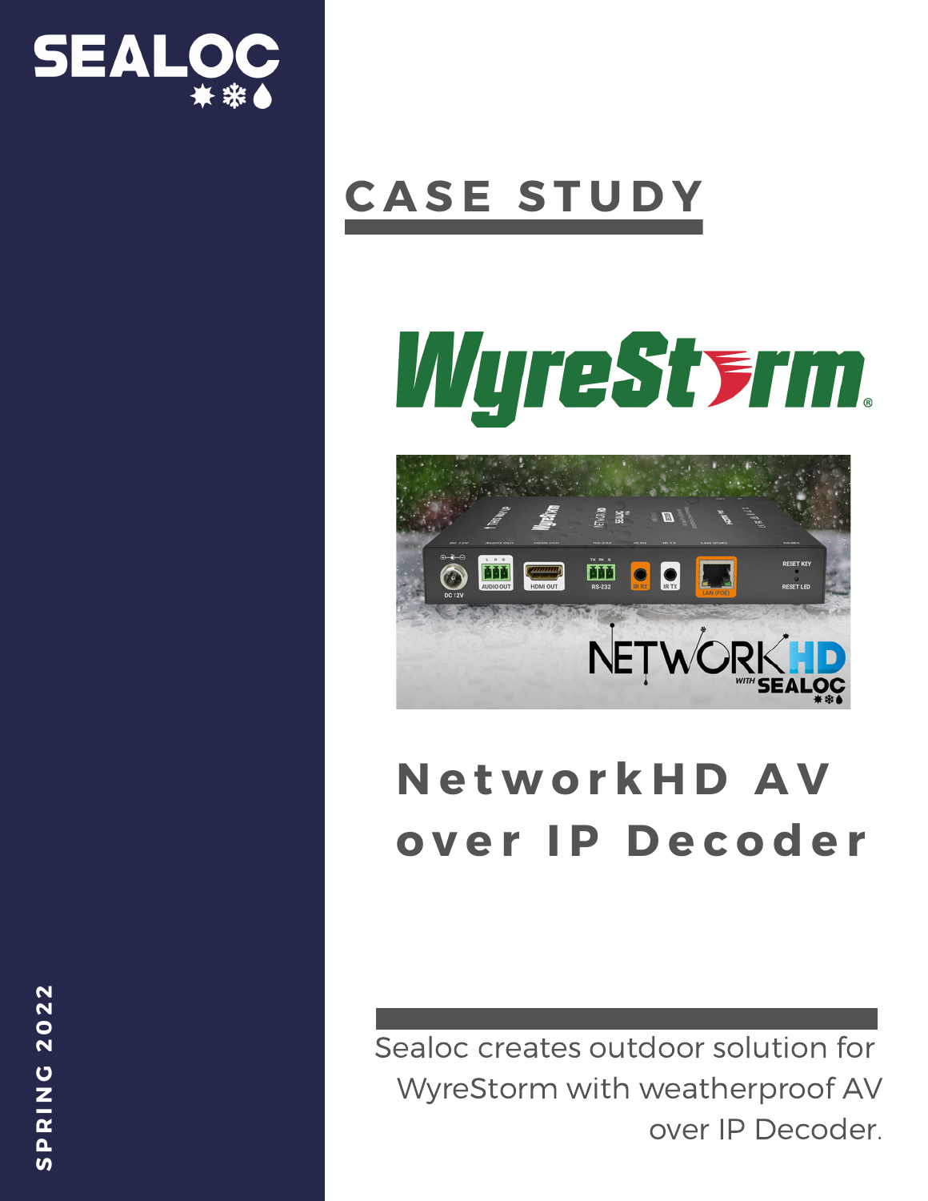SEALOC

# CASE STUDY

WyreStorm

## NetworkHD AV over IP Decoder

Sealoc creates outdoor solution for WyreStorm with weatherproof AV over IP Decoder.

SPRING 2022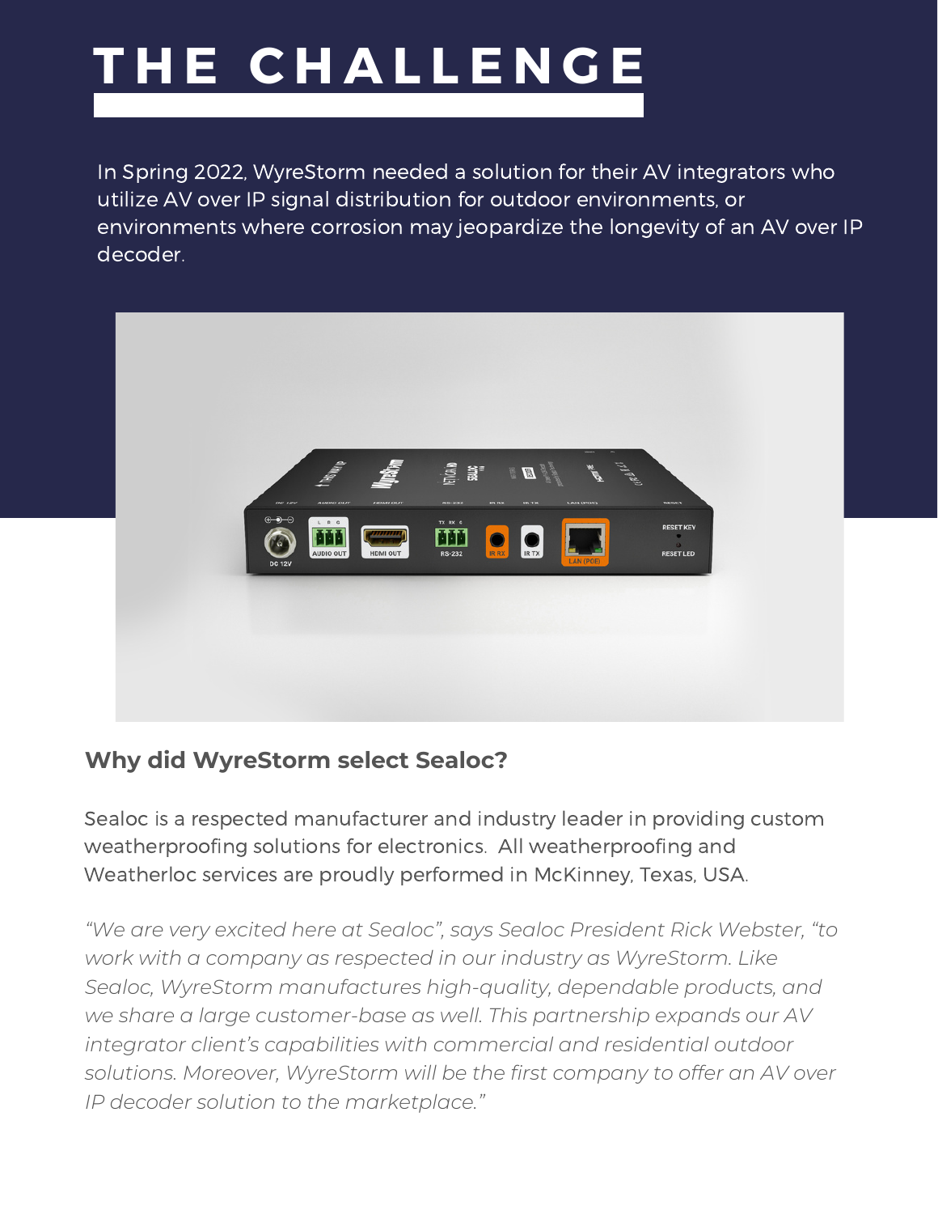# THE CHALLENGE

In Spring 2022, WyreStorm needed a solution for their AV integrators who utilize AV over IP signal distribution for outdoor environments, or environments where corrosion may jeopardize the longevity of an AV over IP decoder.

### Why did WyreStorm select Sealoc?

Sealoc is a respected manufacturer and industry leader in providing custom weatherproofing solutions for electronics. All weatherproofing and Weatherloc services are proudly performed in McKinney, Texas, USA.

*"We are very excited here at Sealoc", says Sealoc President Rick Webster, "to work with a company as respected in our industry as WyreStorm. Like Sealoc, WyreStorm manufactures high-quality, dependable products, and we share a large customer-base as well. This partnership expands our AV integrator client's capabilities with commercial and residential outdoor solutions. Moreover, WyreStorm will be the first company to offer an AV over IP decoder solution to the marketplace."*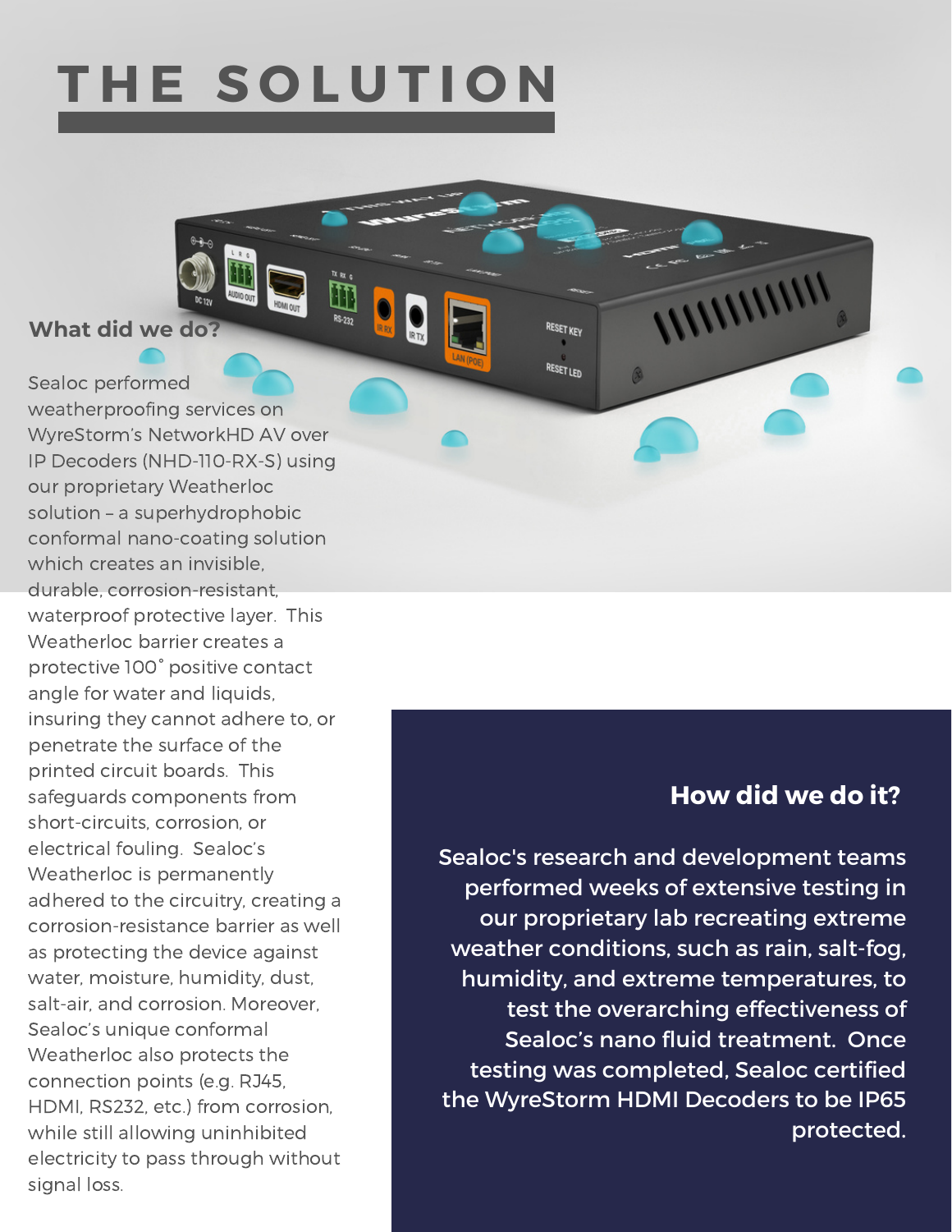# THE SOLUTION

## What did we do?

Sealoc performed weatherproofing services on WyreStorm's NetworkHD AV over IP Decoders (NHD-110-RX-S) using our proprietary Weatherloc solution – a superhydrophobic conformal nano-coating solution which creates an invisible, durable, corrosion-resistant, waterproof protective layer. This Weatherloc barrier creates a protective 100˚ positive contact angle for water and liquids, insuring they cannot adhere to, or penetrate the surface of the printed circuit boards. This safeguards components from short-circuits, corrosion, or electrical fouling. Sealoc's Weatherloc is permanently adhered to the circuitry, creating a corrosion-resistance barrier as well as protecting the device against water, moisture, humidity, dust, salt-air, and corrosion. Moreover, Sealoc's unique conformal Weatherloc also protects the connection points (e.g. RJ45, HDMI, RS232, etc.) from corrosion, while still allowing uninhibited electricity to pass through without signal loss.

## How did we do it?

Sealoc's research and development teams performed weeks of extensive testing in our proprietary lab recreating extreme weather conditions, such as rain, salt-fog, humidity, and extreme temperatures, to test the overarching effectiveness of Sealoc's nano fluid treatment. Once testing was completed, Sealoc certified the WyreStorm HDMI Decoders to be IP65 protected.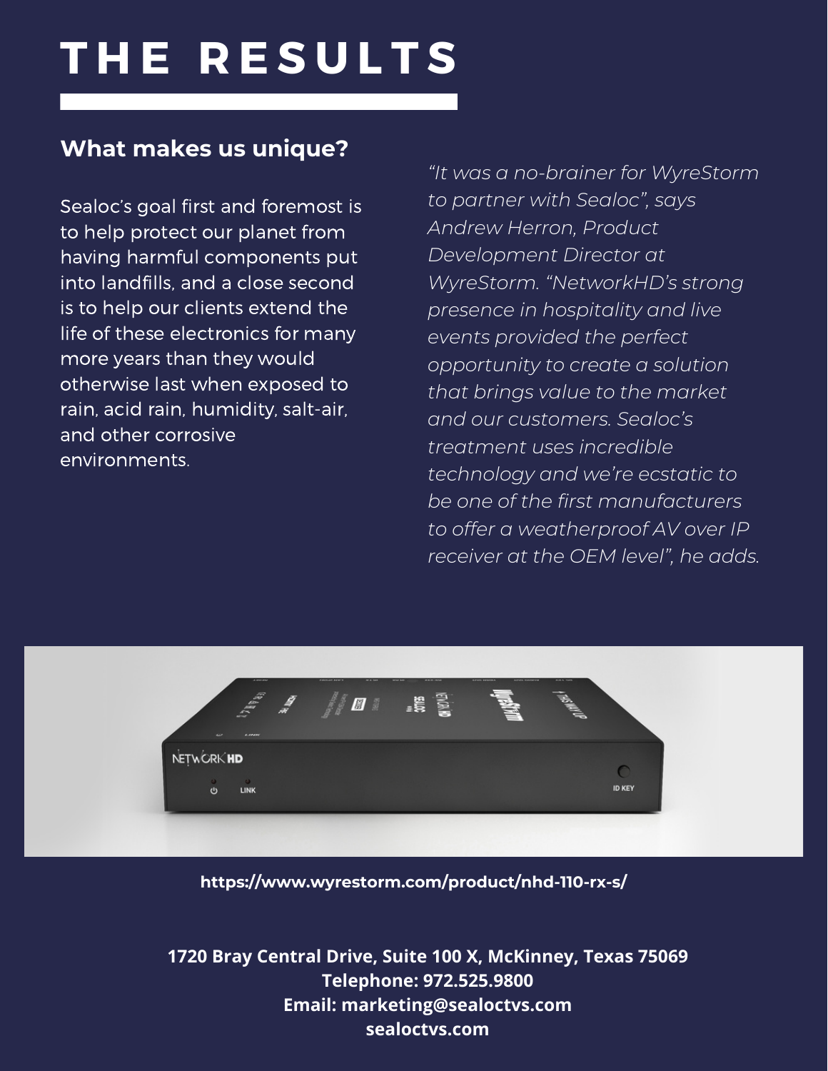# THE RESULTS

## What makes us unique?

Sealoc's goal first and foremost is to help protect our planet from having harmful components put into landfills, and a close second is to help our clients extend the life of these electronics for many more years than they would otherwise last when exposed to rain, acid rain, humidity, salt-air, and other corrosive environments.

*"It was a no-brainer for WyreStorm to partner with Sealoc", says Andrew Herron, Product Development Director at WyreStorm. "NetworkHD's strong presence in hospitality and live events provided the perfect opportunity to create a solution that brings value to the market and our customers. Sealoc's treatment uses incredible technology and we're ecstatic to be one of the first manufacturers to offer a weatherproof AV over IP receiver at the OEM level", he adds.*

**https://www.wyrestorm.com/product/nhd-110-rx-s/**

**1720 Bray Central Drive, Suite 100 X, McKinney, Texas 75069**
**Telephone: 972.525.9800**
**Email: marketing@sealoctvs.com**
**sealoctvs.com**